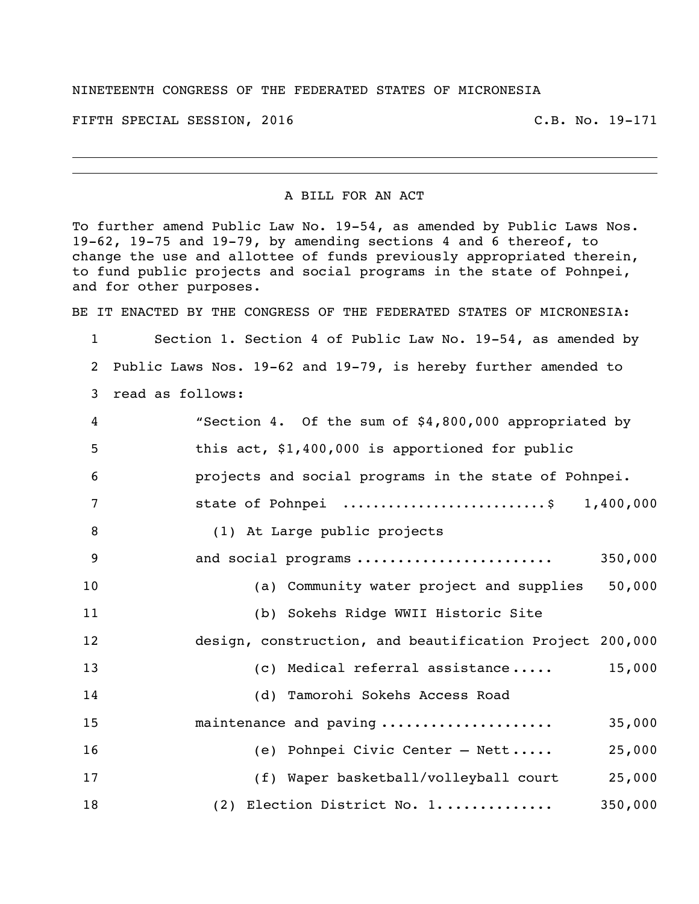NINETEENTH CONGRESS OF THE FEDERATED STATES OF MICRONESIA

FIFTH SPECIAL SESSION, 2016 C.B. No. 19-171

---

A BILL FOR AN ACT

To further amend Public Law No. 19-54, as amended by Public Laws Nos. 19-62, 19-75 and 19-79, by amending sections 4 and 6 thereof, to change the use and allottee of funds previously appropriated therein, to fund public projects and social programs in the state of Pohnpei, and for other purposes.

BE IT ENACTED BY THE CONGRESS OF THE FEDERATED STATES OF MICRONESIA:

1 Section 1. Section 4 of Public Law No. 19-54, as amended by
2 Public Laws Nos. 19-62 and 19-79, is hereby further amended to
3 read as follows:

4 "Section 4. Of the sum of $4,800,000 appropriated by
5 this act, $1,400,000 is apportioned for public
6 projects and social programs in the state of Pohnpei.
7 state of Pohnpei ..........................$ 1,400,000
8 (1) At Large public projects
9 and social programs ....................... 350,000
10 (a) Community water project and supplies 50,000
11 (b) Sokehs Ridge WWII Historic Site
12 design, construction, and beautification Project 200,000
13 (c) Medical referral assistance..... 15,000
14 (d) Tamorohi Sokehs Access Road
15 maintenance and paving ..................... 35,000
16 (e) Pohnpei Civic Center – Nett..... 25,000
17 (f) Waper basketball/volleyball court 25,000
18 (2) Election District No. 1............. 350,000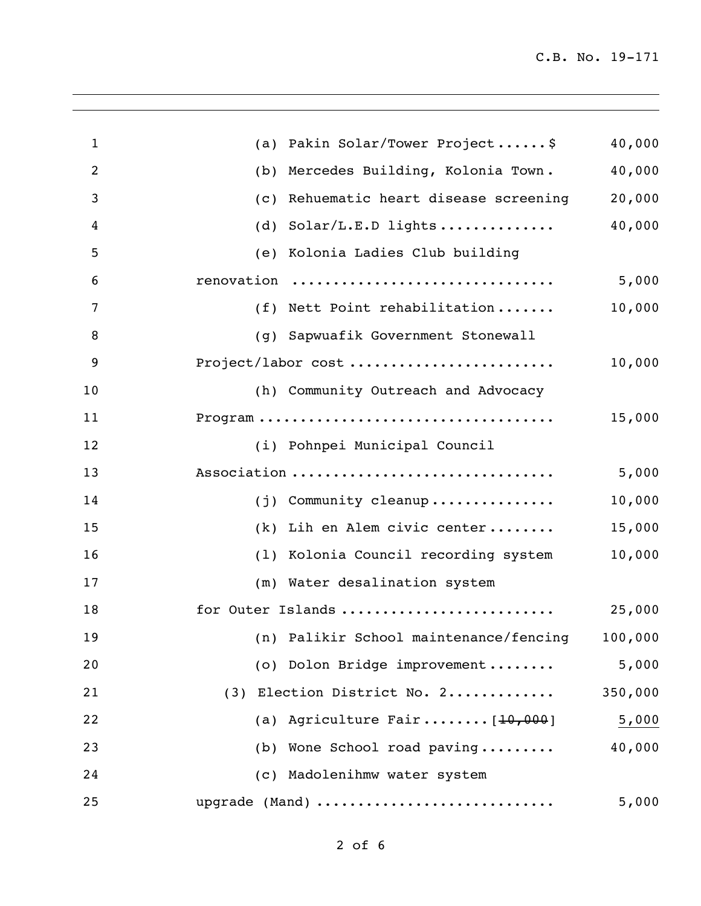(a) Pakin Solar/Tower Project......$ 40,000

(b) Mercedes Building, Kolonia Town. 40,000

(c) Rehuematic heart disease screening 20,000

(d) Solar/L.E.D lights.............. 40,000

(e) Kolonia Ladies Club building renovation .............................. 5,000

(f) Nett Point rehabilitation....... 10,000

(g) Sapwuafik Government Stonewall Project/labor cost ........................ 10,000

(h) Community Outreach and Advocacy Program .................................. 15,000

(i) Pohnpei Municipal Council Association ............................... 5,000

(j) Community cleanup............... 10,000

(k) Lih en Alem civic center........ 15,000

(l) Kolonia Council recording system 10,000

(m) Water desalination system for Outer Islands ........................ 25,000

(n) Palikir School maintenance/fencing 100,000

(o) Dolon Bridge improvement........ 5,000

(3) Election District No. 2............ 350,000

(a) Agriculture Fair........[~~10,000~~] <u>5,000</u>

(b) Wone School road paving......... 40,000

(c) Madolenihmw water system upgrade (Mand) ........................... 5,000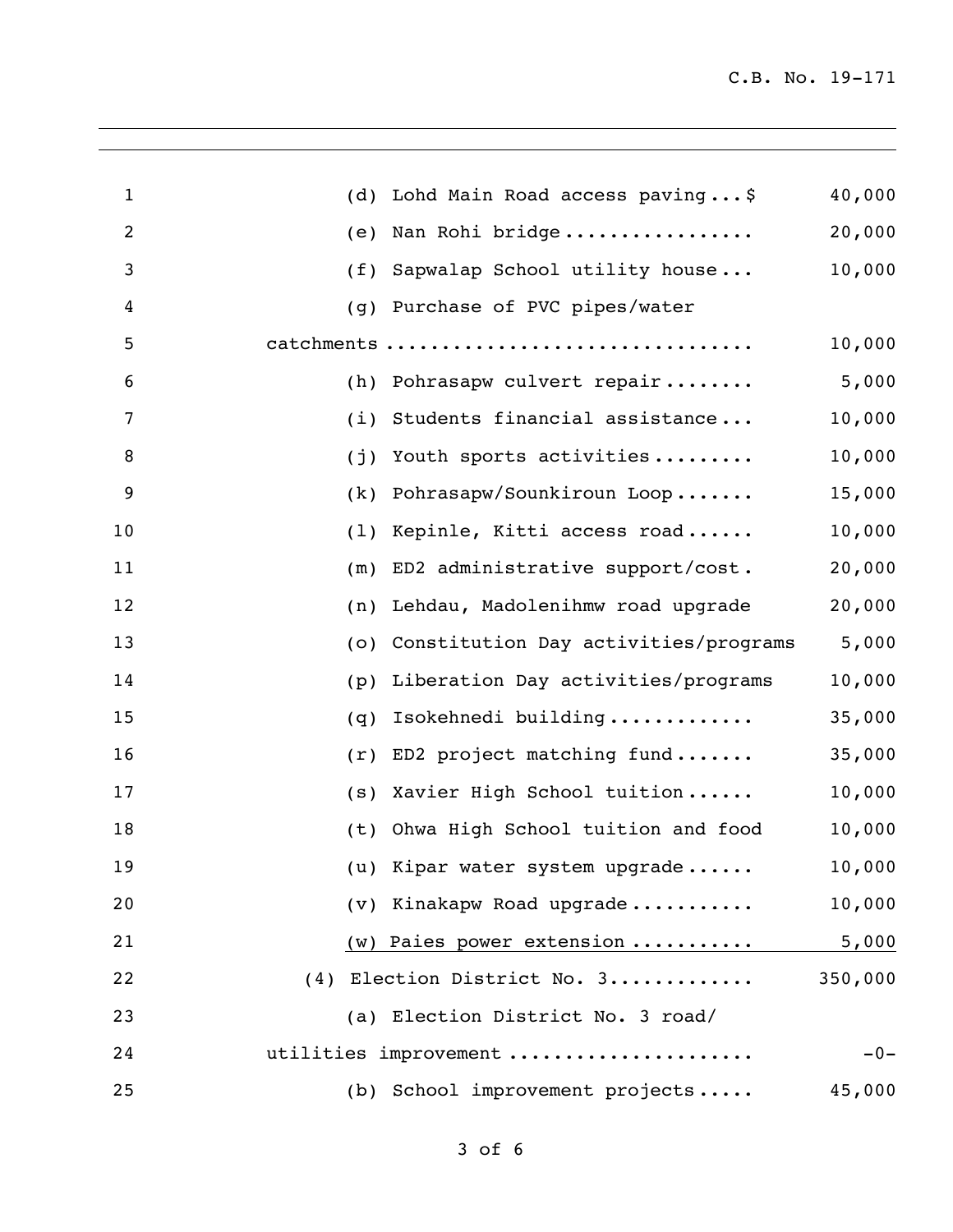(d) Lohd Main Road access paving...$ 40,000

(e) Nan Rohi bridge................. 20,000

(f) Sapwalap School utility house... 10,000

(g) Purchase of PVC pipes/water catchments................................ 10,000

(h) Pohrasapw culvert repair........ 5,000

(i) Students financial assistance... 10,000

(j) Youth sports activities......... 10,000

(k) Pohrasapw/Sounkiroun Loop....... 15,000

(l) Kepinle, Kitti access road...... 10,000

(m) ED2 administrative support/cost. 20,000

(n) Lehdau, Madolenihmw road upgrade 20,000

(o) Constitution Day activities/programs 5,000

(p) Liberation Day activities/programs 10,000

(q) Isokehnedi building............. 35,000

(r) ED2 project matching fund....... 35,000

(s) Xavier High School tuition...... 10,000

(t) Ohwa High School tuition and food 10,000

(u) Kipar water system upgrade...... 10,000

(v) Kinakapw Road upgrade........... 10,000

(w) Paies power extension.......... 5,000

(4) Election District No. 3............ 350,000

(a) Election District No. 3 road/ utilities improvement..................... -0-

(b) School improvement projects..... 45,000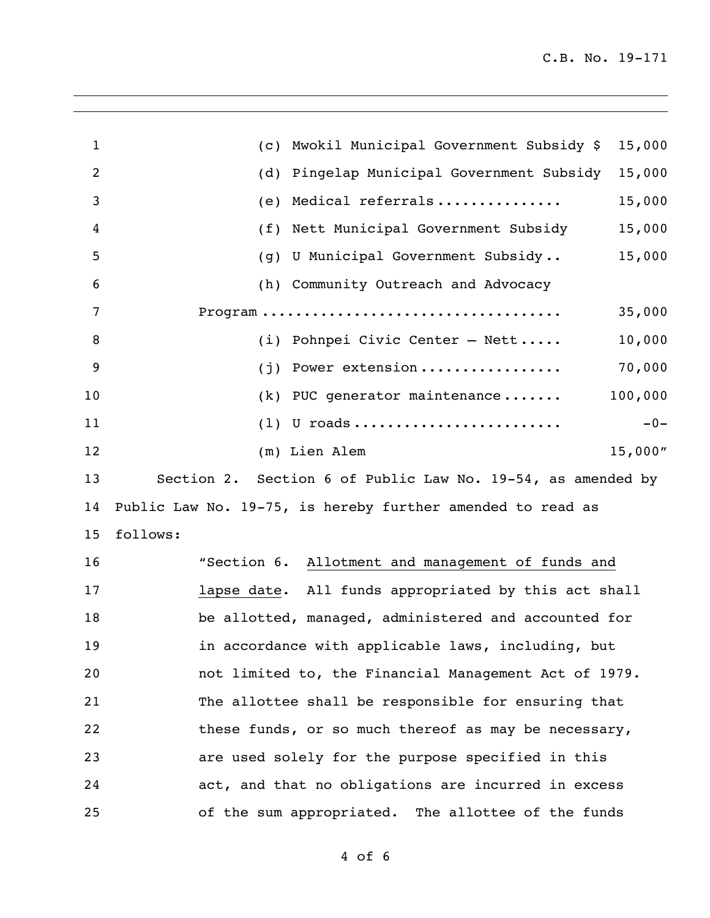(c) Mwokil Municipal Government Subsidy $ 15,000

(d) Pingelap Municipal Government Subsidy 15,000

(e) Medical referrals .............. 15,000

(f) Nett Municipal Government Subsidy 15,000

(g) U Municipal Government Subsidy .. 15,000

(h) Community Outreach and Advocacy Program .................................. 35,000

(i) Pohnpei Civic Center – Nett ..... 10,000

(j) Power extension ................. 70,000

(k) PUC generator maintenance ....... 100,000

(l) U roads ........................ -0-

(m) Lien Alem 15,000"

Section 2. Section 6 of Public Law No. 19-54, as amended by Public Law No. 19-75, is hereby further amended to read as follows:

"Section 6. Allotment and management of funds and lapse date. All funds appropriated by this act shall be allotted, managed, administered and accounted for in accordance with applicable laws, including, but not limited to, the Financial Management Act of 1979. The allottee shall be responsible for ensuring that these funds, or so much thereof as may be necessary, are used solely for the purpose specified in this act, and that no obligations are incurred in excess of the sum appropriated. The allottee of the funds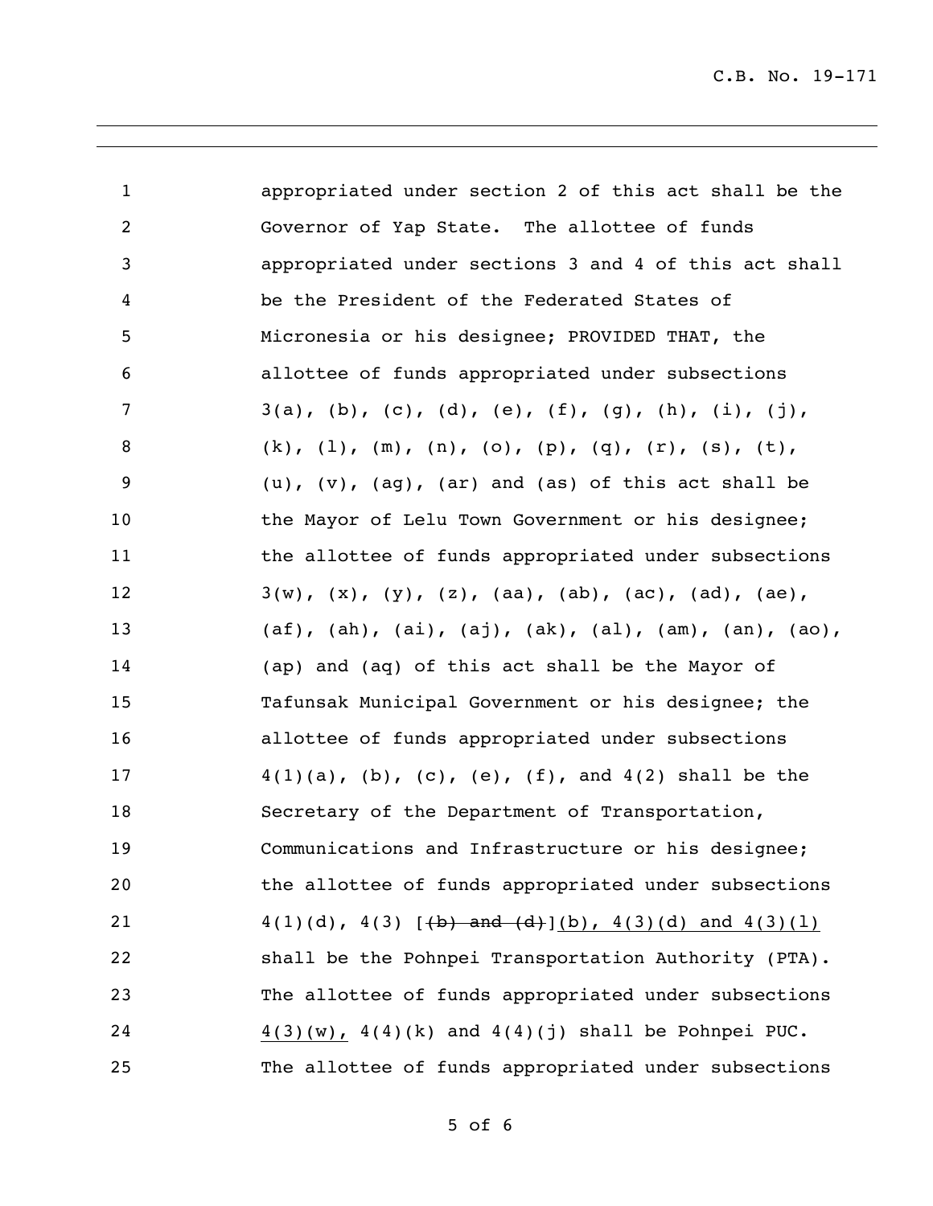appropriated under section 2 of this act shall be the Governor of Yap State. The allottee of funds appropriated under sections 3 and 4 of this act shall be the President of the Federated States of Micronesia or his designee; PROVIDED THAT, the allottee of funds appropriated under subsections 3(a), (b), (c), (d), (e), (f), (g), (h), (i), (j), (k), (l), (m), (n), (o), (p), (q), (r), (s), (t), (u), (v), (ag), (ar) and (as) of this act shall be the Mayor of Lelu Town Government or his designee; the allottee of funds appropriated under subsections 3(w), (x), (y), (z), (aa), (ab), (ac), (ad), (ae), (af), (ah), (ai), (aj), (ak), (al), (am), (an), (ao), (ap) and (aq) of this act shall be the Mayor of Tafunsak Municipal Government or his designee; the allottee of funds appropriated under subsections 4(1)(a), (b), (c), (e), (f), and 4(2) shall be the Secretary of the Department of Transportation, Communications and Infrastructure or his designee; the allottee of funds appropriated under subsections 4(1)(d), 4(3) [~~(b) and (d)~~]<u>(b), 4(3)(d) and 4(3)(l)</u> shall be the Pohnpei Transportation Authority (PTA). The allottee of funds appropriated under subsections <u>4(3)(w),</u> 4(4)(k) and 4(4)(j) shall be Pohnpei PUC. The allottee of funds appropriated under subsections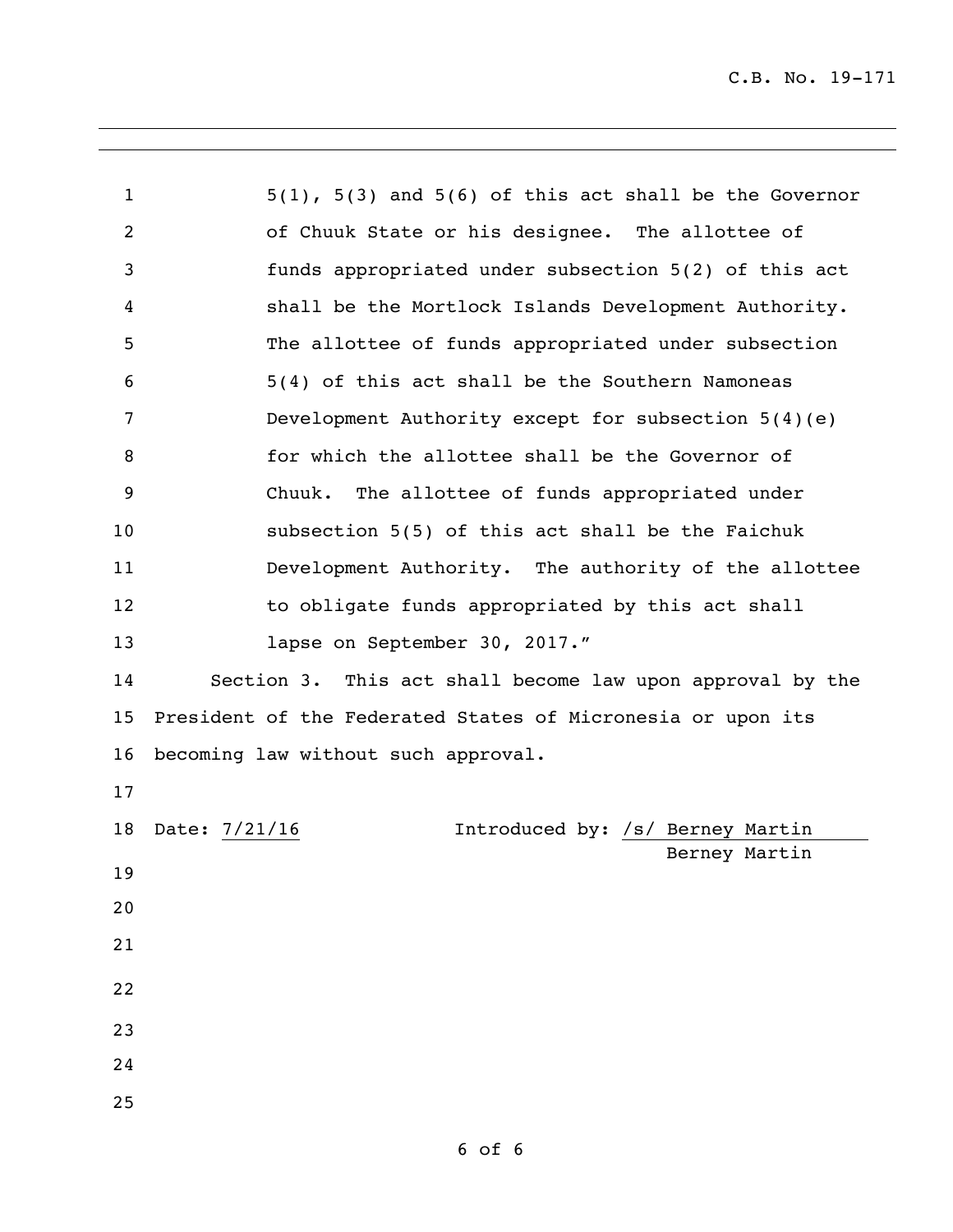5(1), 5(3) and 5(6) of this act shall be the Governor of Chuuk State or his designee. The allottee of funds appropriated under subsection 5(2) of this act shall be the Mortlock Islands Development Authority. The allottee of funds appropriated under subsection 5(4) of this act shall be the Southern Namoneas Development Authority except for subsection 5(4)(e) for which the allottee shall be the Governor of Chuuk. The allottee of funds appropriated under subsection 5(5) of this act shall be the Faichuk Development Authority. The authority of the allottee to obligate funds appropriated by this act shall lapse on September 30, 2017."

Section 3. This act shall become law upon approval by the President of the Federated States of Micronesia or upon its becoming law without such approval.

Date: 7/21/16

Introduced by: /s/ Berney Martin
Berney Martin